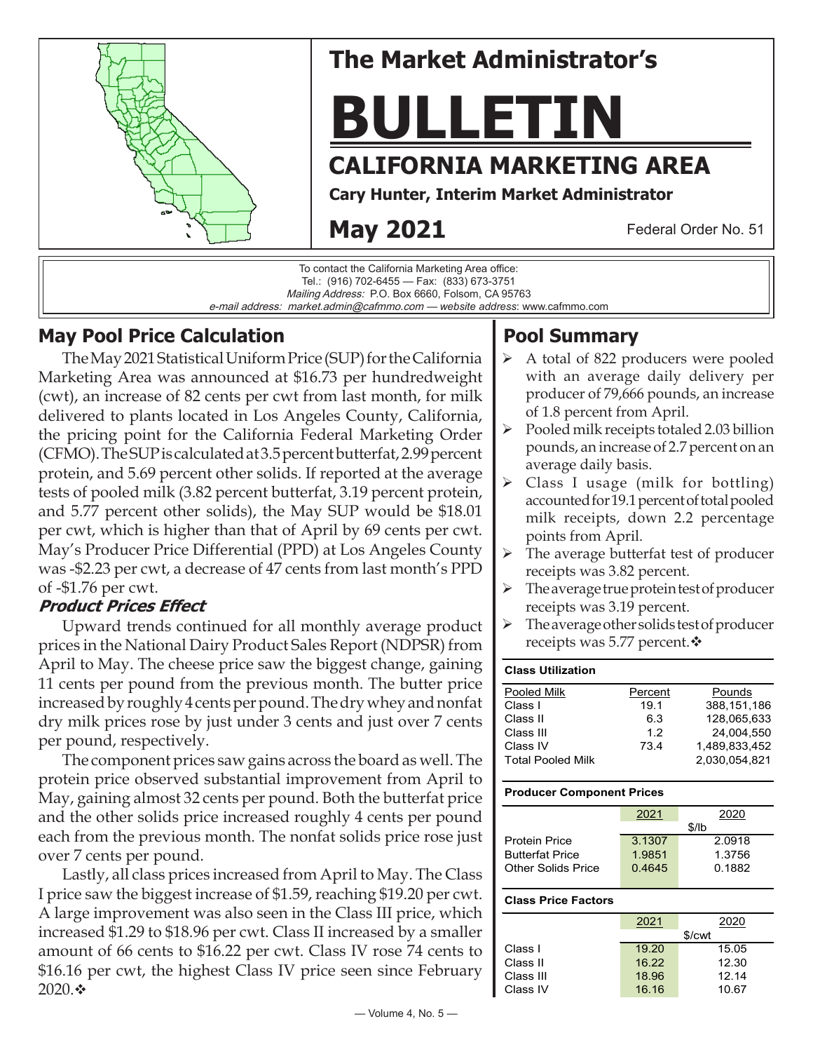# The Market Administrator's

# BULLETIN

## CALIFORNIA MARKETING AREA

**Cary Hunter, Interim Market Administrator**

**May 2021** Federal Order No. 51

To contact the California Marketing Area office:
Tel.: (916) 702-6455 — Fax: (833) 673-3751
*Mailing Address:* P.O. Box 6660, Folsom, CA 95763
*e-mail address: market.admin@cafmmo.com* — *website address*: www.cafmmo.com

## May Pool Price Calculation

The May 2021 Statistical Uniform Price (SUP) for the California Marketing Area was announced at $16.73 per hundredweight (cwt), an increase of 82 cents per cwt from last month, for milk delivered to plants located in Los Angeles County, California, the pricing point for the California Federal Marketing Order (CFMO). The SUP is calculated at 3.5 percent butterfat, 2.99 percent protein, and 5.69 percent other solids. If reported at the average tests of pooled milk (3.82 percent butterfat, 3.19 percent protein, and 5.77 percent other solids), the May SUP would be $18.01 per cwt, which is higher than that of April by 69 cents per cwt. May's Producer Price Differential (PPD) at Los Angeles County was -$2.23 per cwt, a decrease of 47 cents from last month's PPD of -$1.76 per cwt.

### *Product Prices Effect*

Upward trends continued for all monthly average product prices in the National Dairy Product Sales Report (NDPSR) from April to May. The cheese price saw the biggest change, gaining 11 cents per pound from the previous month. The butter price increased by roughly 4 cents per pound. The dry whey and nonfat dry milk prices rose by just under 3 cents and just over 7 cents per pound, respectively.

The component prices saw gains across the board as well. The protein price observed substantial improvement from April to May, gaining almost 32 cents per pound. Both the butterfat price and the other solids price increased roughly 4 cents per pound each from the previous month. The nonfat solids price rose just over 7 cents per pound.

Lastly, all class prices increased from April to May. The Class I price saw the biggest increase of $1.59, reaching $19.20 per cwt. A large improvement was also seen in the Class III price, which increased $1.29 to $18.96 per cwt. Class II increased by a smaller amount of 66 cents to $16.22 per cwt. Class IV rose 74 cents to $16.16 per cwt, the highest Class IV price seen since February 2020.❖

## Pool Summary

- A total of 822 producers were pooled with an average daily delivery per producer of 79,666 pounds, an increase of 1.8 percent from April.
- Pooled milk receipts totaled 2.03 billion pounds, an increase of 2.7 percent on an average daily basis.
- Class I usage (milk for bottling) accounted for 19.1 percent of total pooled milk receipts, down 2.2 percentage points from April.
- The average butterfat test of producer receipts was 3.82 percent.
- The average true protein test of producer receipts was 3.19 percent.
- The average other solids test of producer receipts was 5.77 percent.❖

**Class Utilization**

| Pooled Milk | Percent | Pounds |
|---|---|---|
| Class I | 19.1 | 388,151,186 |
| Class II | 6.3 | 128,065,633 |
| Class III | 1.2 | 24,004,550 |
| Class IV | 73.4 | 1,489,833,452 |
| Total Pooled Milk | | 2,030,054,821 |

**Producer Component Prices**

| | 2021 | 2020 |
|---|---|---|
| | $/lb | |
| Protein Price | 3.1307 | 2.0918 |
| Butterfat Price | 1.9851 | 1.3756 |
| Other Solids Price | 0.4645 | 0.1882 |

**Class Price Factors**

| | 2021 | 2020 |
|---|---|---|
| | $/cwt | |
| Class I | 19.20 | 15.05 |
| Class II | 16.22 | 12.30 |
| Class III | 18.96 | 12.14 |
| Class IV | 16.16 | 10.67 |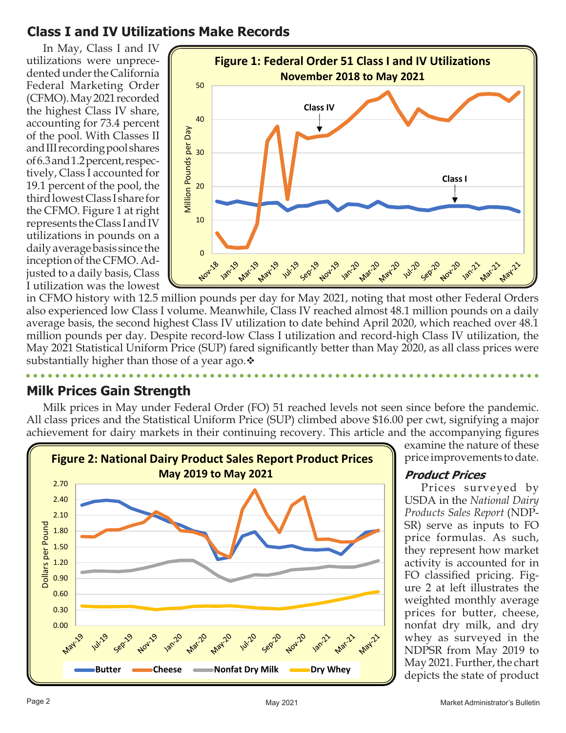## Class I and IV Utilizations Make Records

In May, Class I and IV utilizations were unprecedented under the California Federal Marketing Order (CFMO). May 2021 recorded the highest Class IV share, accounting for 73.4 percent of the pool. With Classes II and III recording pool shares of 6.3 and 1.2 percent, respectively, Class I accounted for 19.1 percent of the pool, the third lowest Class I share for the CFMO. Figure 1 at right represents the Class I and IV utilizations in pounds on a daily average basis since the inception of the CFMO. Adjusted to a daily basis, Class I utilization was the lowest in CFMO history with 12.5 million pounds per day for May 2021, noting that most other Federal Orders also experienced low Class I volume. Meanwhile, Class IV reached almost 48.1 million pounds on a daily average basis, the second highest Class IV utilization to date behind April 2020, which reached over 48.1 million pounds per day. Despite record-low Class I utilization and record-high Class IV utilization, the May 2021 Statistical Uniform Price (SUP) fared significantly better than May 2020, as all class prices were substantially higher than those of a year ago.❖

**Figure 1: Federal Order 51 Class I and IV Utilizations November 2018 to May 2021**

## Milk Prices Gain Strength

Milk prices in May under Federal Order (FO) 51 reached levels not seen since before the pandemic. All class prices and the Statistical Uniform Price (SUP) climbed above $16.00 per cwt, signifying a major achievement for dairy markets in their continuing recovery. This article and the accompanying figures examine the nature of these price improvements to date.

### *Product Prices*

Prices surveyed by USDA in the *National Dairy Products Sales Report* (NDPSR) serve as inputs to FO price formulas. As such, they represent how market activity is accounted for in FO classified pricing. Figure 2 at left illustrates the weighted monthly average prices for butter, cheese, nonfat dry milk, and dry whey as surveyed in the NDPSR from May 2019 to May 2021. Further, the chart depicts the state of product

**Figure 2: National Dairy Product Sales Report Product Prices May 2019 to May 2021**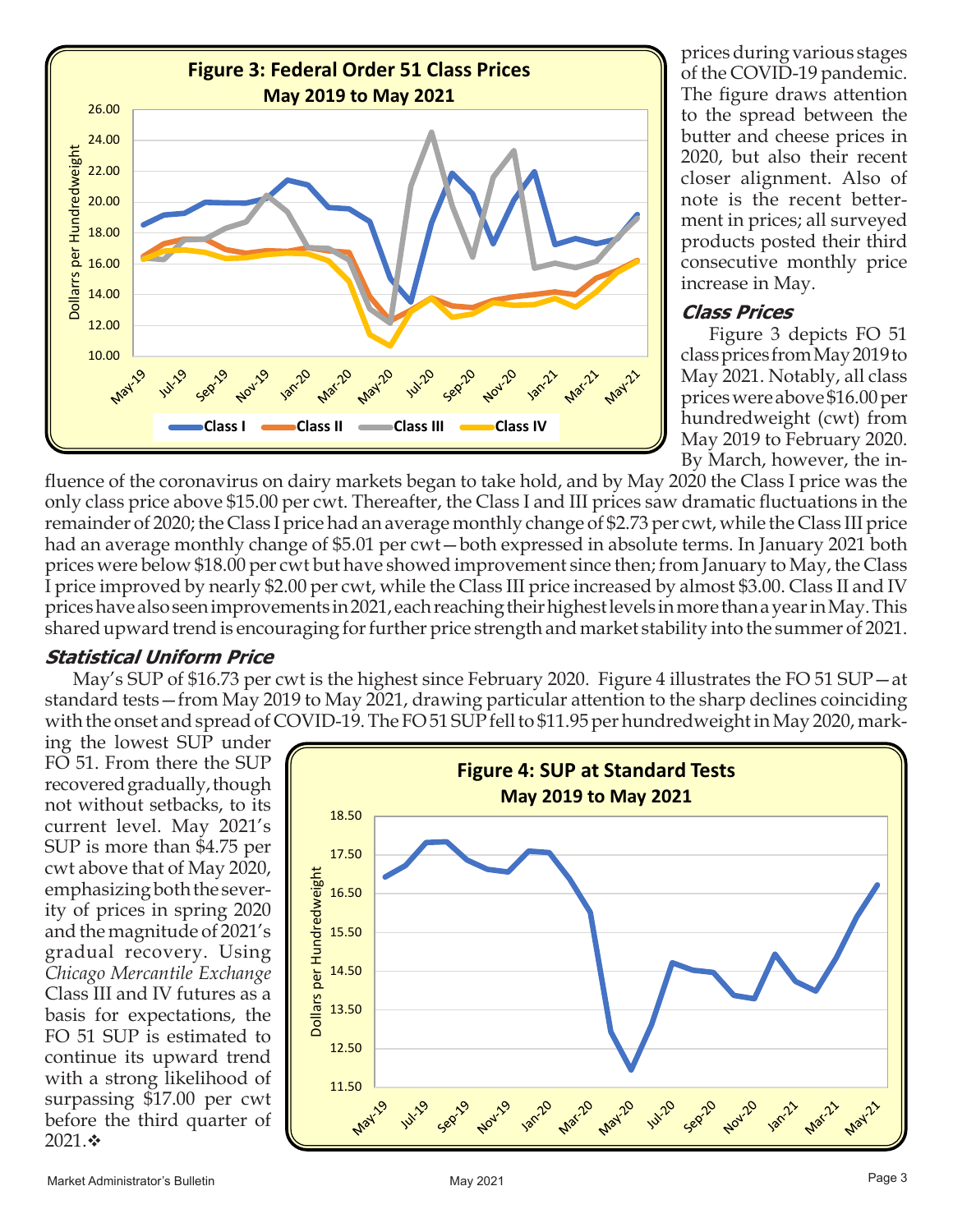prices during various stages of the COVID-19 pandemic. The figure draws attention to the spread between the butter and cheese prices in 2020, but also their recent closer alignment. Also of note is the recent betterment in prices; all surveyed products posted their third consecutive monthly price increase in May.

### Class Prices

Figure 3 depicts FO 51 class prices from May 2019 to May 2021. Notably, all class prices were above $16.00 per hundredweight (cwt) from May 2019 to February 2020. By March, however, the influence of the coronavirus on dairy markets began to take hold, and by May 2020 the Class I price was the only class price above $15.00 per cwt. Thereafter, the Class I and III prices saw dramatic fluctuations in the remainder of 2020; the Class I price had an average monthly change of $2.73 per cwt, while the Class III price had an average monthly change of $5.01 per cwt—both expressed in absolute terms. In January 2021 both prices were below $18.00 per cwt but have showed improvement since then; from January to May, the Class I price improved by nearly $2.00 per cwt, while the Class III price increased by almost $3.00. Class II and IV prices have also seen improvements in 2021, each reaching their highest levels in more than a year in May. This shared upward trend is encouraging for further price strength and market stability into the summer of 2021.

**Figure 3: Federal Order 51 Class Prices May 2019 to May 2021**

### Statistical Uniform Price

May's SUP of $16.73 per cwt is the highest since February 2020. Figure 4 illustrates the FO 51 SUP—at standard tests—from May 2019 to May 2021, drawing particular attention to the sharp declines coinciding with the onset and spread of COVID-19. The FO 51 SUP fell to $11.95 per hundredweight in May 2020, marking the lowest SUP under FO 51. From there the SUP recovered gradually, though not without setbacks, to its current level. May 2021's SUP is more than $4.75 per cwt above that of May 2020, emphasizing both the severity of prices in spring 2020 and the magnitude of 2021's gradual recovery. Using *Chicago Mercantile Exchange* Class III and IV futures as a basis for expectations, the FO 51 SUP is estimated to continue its upward trend with a strong likelihood of surpassing $17.00 per cwt before the third quarter of 2021.❖

**Figure 4: SUP at Standard Tests May 2019 to May 2021**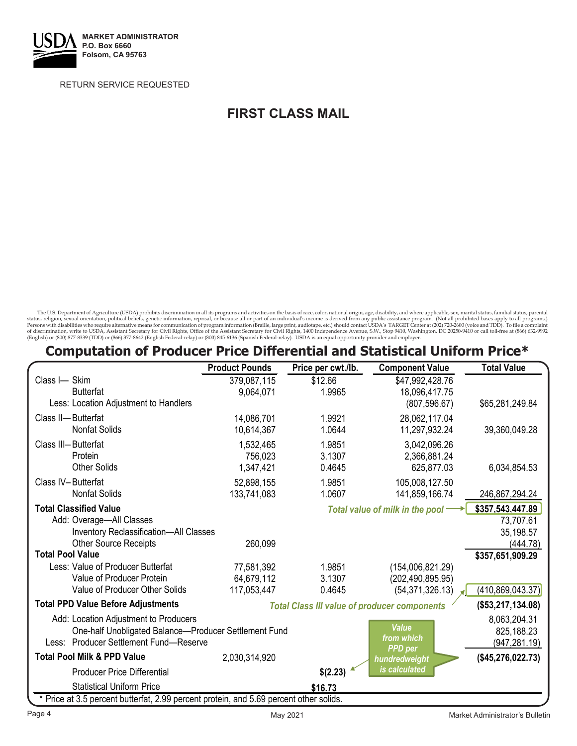**MARKET ADMINISTRATOR**
**P.O. Box 6660**
**Folsom, CA 95763**

RETURN SERVICE REQUESTED

## FIRST CLASS MAIL

The U.S. Department of Agriculture (USDA) prohibits discrimination in all its programs and activities on the basis of race, color, national origin, age, disability, and where applicable, sex, marital status, familial status, parental status, religion, sexual orientation, political beliefs, genetic information, reprisal, or because all or part of an individual's income is derived from any public assistance program. (Not all prohibited bases apply to all programs.) Persons with disabilities who require alternative means for communication of program information (Braille, large print, audiotape, etc.) should contact USDA's TARGET Center at (202) 720-2600 (voice and TDD). To file a complaint of discrimination, write to USDA, Assistant Secretary for Civil Rights, Office of the Assistant Secretary for Civil Rights, 1400 Independence Avenue, S.W., Stop 9410, Washington, DC 20250-9410 or call toll-free at (866) 632-9992 (English) or (800) 877-8339 (TDD) or (866) 377-8642 (English Federal-relay) or (800) 845-6136 (Spanish Federal-relay). USDA is an equal opportunity provider and employer.

# Computation of Producer Price Differential and Statistical Uniform Price*

| | Product Pounds | Price per cwt./lb. | Component Value | Total Value |
|---|---|---|---|---|
| Class I— Skim | 379,087,115 | $12.66 | $47,992,428.76 | |
| Butterfat | 9,064,071 | 1.9965 | 18,096,417.75 | |
| Less: Location Adjustment to Handlers | | | (807,596.67) | $65,281,249.84 |
| Class II— Butterfat | 14,086,701 | 1.9921 | 28,062,117.04 | |
| Nonfat Solids | 10,614,367 | 1.0644 | 11,297,932.24 | 39,360,049.28 |
| Class III— Butterfat | 1,532,465 | 1.9851 | 3,042,096.26 | |
| Protein | 756,023 | 3.1307 | 2,366,881.24 | |
| Other Solids | 1,347,421 | 0.4645 | 625,877.03 | 6,034,854.53 |
| Class IV— Butterfat | 52,898,155 | 1.9851 | 105,008,127.50 | |
| Nonfat Solids | 133,741,083 | 1.0607 | 141,859,166.74 | 246,867,294.24 |
| **Total Classified Value** | | | *Total value of milk in the pool* | **$357,543,447.89** |
| Add: Overage—All Classes | | | | 73,707.61 |
| Inventory Reclassification—All Classes | | | | 35,198.57 |
| Other Source Receipts | 260,099 | | | (444.78) |
| **Total Pool Value** | | | | **$357,651,909.29** |
| Less: Value of Producer Butterfat | 77,581,392 | 1.9851 | (154,006,821.29) | |
| Value of Producer Protein | 64,679,112 | 3.1307 | (202,490,895.95) | |
| Value of Producer Other Solids | 117,053,447 | 0.4645 | (54,371,326.13) | (410,869,043.37) |
| **Total PPD Value Before Adjustments** | | | *Total Class III value of producer components* | **($53,217,134.08)** |
| Add: Location Adjustment to Producers | | | | 8,063,204.31 |
| One-half Unobligated Balance—Producer Settlement Fund | | | | 825,188.23 |
| Less: Producer Settlement Fund—Reserve | | | | (947,281.19) |
| **Total Pool Milk & PPD Value** | 2,030,314,920 | | *Value from which PPD per hundredweight is calculated* | **($45,276,022.73)** |
| Producer Price Differential | | **$(2.23)** | | |
| Statistical Uniform Price | | **$16.73** | | |

\* Price at 3.5 percent butterfat, 2.99 percent protein, and 5.69 percent other solids.